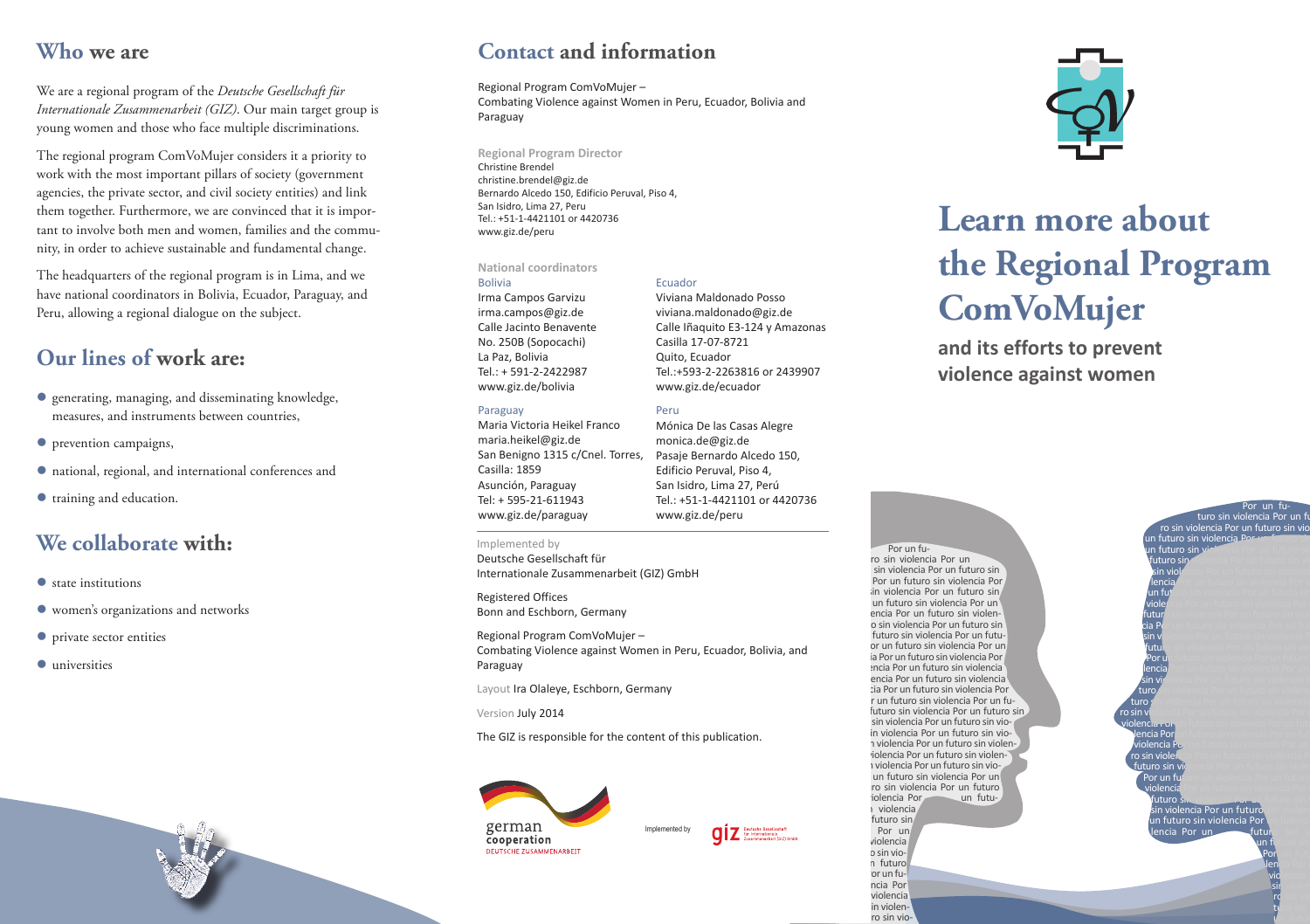## Who we are

We are a regional program of the *Deutsche Gesellschaft für Internationale Zusammenarbeit (GIZ)*. Our main target group is young women and those who face multiple discriminations.

The regional program ComVoMujer considers it a priority to work with the most important pillars of society (government agencies, the private sector, and civil society entities) and link them together. Furthermore, we are convinced that it is important to involve both men and women, families and the community, in order to achieve sustainable and fundamental change.

The headquarters of the regional program is in Lima, and we have national coordinators in Bolivia, Ecuador, Paraguay, and Peru, allowing a regional dialogue on the subject.

## Our lines of work are:

- generating, managing, and disseminating knowledge, measures, and instruments between countries,
- prevention campaigns,
- national, regional, and international conferences and
- training and education.

## We collaborate with:

- state institutions
- women's organizations and networks
- private sector entities
- universities

## Contact and information

Regional Program ComVoMujer –
Combating Violence against Women in Peru, Ecuador, Bolivia and Paraguay

**Regional Program Director**
Christine Brendel
christine.brendel@giz.de
Bernardo Alcedo 150, Edificio Peruval, Piso 4,
San Isidro, Lima 27, Peru
Tel.: +51-1-4421101 or 4420736
www.giz.de/peru

**National coordinators**

Bolivia
Irma Campos Garvizu
irma.campos@giz.de
Calle Jacinto Benavente
No. 250B (Sopocachi)
La Paz, Bolivia
Tel.: + 591-2-2422987
www.giz.de/bolivia

Ecuador
Viviana Maldonado Posso
viviana.maldonado@giz.de
Calle Iñaquito E3-124 y Amazonas
Casilla 17-07-8721
Quito, Ecuador
Tel.:+593-2-2263816 or 2439907
www.giz.de/ecuador

Paraguay
Maria Victoria Heikel Franco
maria.heikel@giz.de
San Benigno 1315 c/Cnel. Torres,
Casilla: 1859
Asunción, Paraguay
Tel: + 595-21-611943
www.giz.de/paraguay

Peru
Mónica De las Casas Alegre
monica.de@giz.de
Pasaje Bernardo Alcedo 150,
Edificio Peruval, Piso 4,
San Isidro, Lima 27, Perú
Tel.: +51-1-4421101 or 4420736
www.giz.de/peru

Implemented by
Deutsche Gesellschaft für
Internationale Zusammenarbeit (GIZ) GmbH

Registered Offices
Bonn and Eschborn, Germany

Regional Program ComVoMujer –
Combating Violence against Women in Peru, Ecuador, Bolivia, and Paraguay

Layout Ira Olaleye, Eschborn, Germany

Version July 2014

The GIZ is responsible for the content of this publication.

german cooperation
DEUTSCHE ZUSAMMENARBEIT

Implemented by giz Deutsche Gesellschaft für Internationale Zusammenarbeit (GIZ) GmbH

# Learn more about the Regional Program ComVoMujer

**and its efforts to prevent violence against women**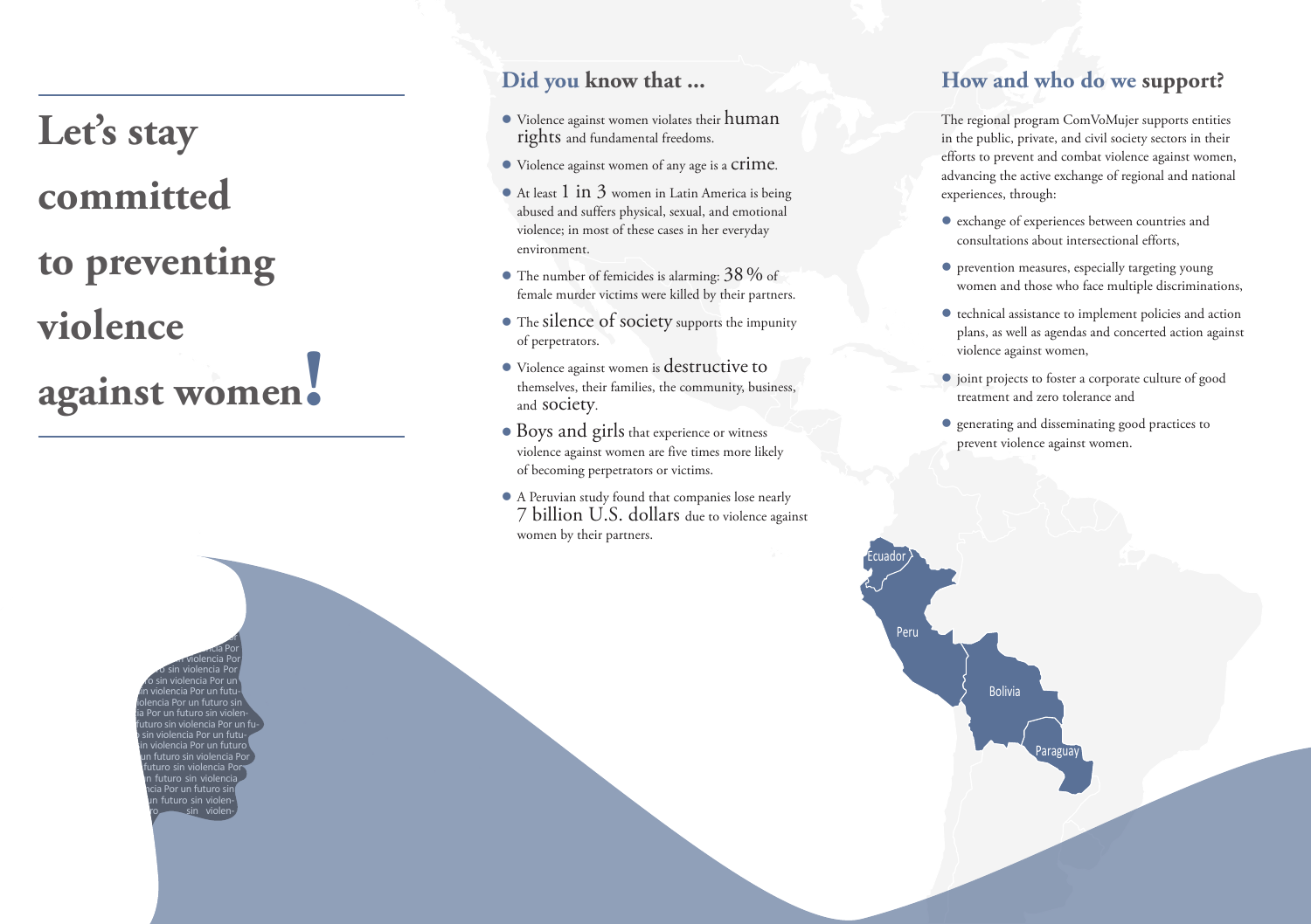# Let's stay committed to preventing violence against women!

## Did you know that ...

- Violence against women violates their human rights and fundamental freedoms.
- Violence against women of any age is a crime.
- At least 1 in 3 women in Latin America is being abused and suffers physical, sexual, and emotional violence; in most of these cases in her everyday environment.
- The number of femicides is alarming: 38 % of female murder victims were killed by their partners.
- The silence of society supports the impunity of perpetrators.
- Violence against women is destructive to themselves, their families, the community, business, and society.
- Boys and girls that experience or witness violence against women are five times more likely of becoming perpetrators or victims.
- A Peruvian study found that companies lose nearly 7 billion U.S. dollars due to violence against women by their partners.

## How and who do we support?

The regional program ComVoMujer supports entities in the public, private, and civil society sectors in their efforts to prevent and combat violence against women, advancing the active exchange of regional and national experiences, through:

- exchange of experiences between countries and consultations about intersectional efforts,
- prevention measures, especially targeting young women and those who face multiple discriminations,
- technical assistance to implement policies and action plans, as well as agendas and concerted action against violence against women,
- joint projects to foster a corporate culture of good treatment and zero tolerance and
- generating and disseminating good practices to prevent violence against women.

Ecuador
Peru
Bolivia
Paraguay